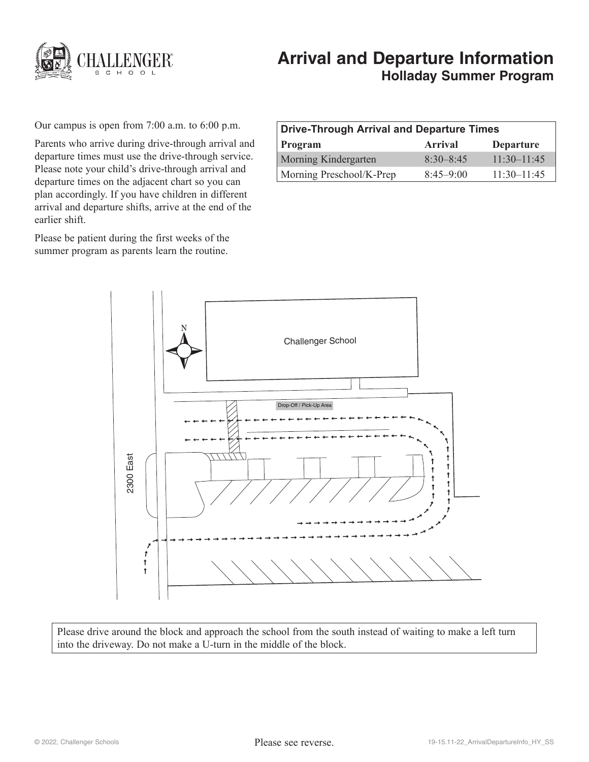# Arrival and Departure Information

## Holladay Summer Program

Our campus is open from 7:00 a.m. to 6:00 p.m.

Parents who arrive during drive-through arrival and departure times must use the drive-through service. Please note your child's drive-through arrival and departure times on the adjacent chart so you can plan accordingly. If you have children in different arrival and departure shifts, arrive at the end of the earlier shift.

Please be patient during the first weeks of the summer program as parents learn the routine.

**Drive-Through Arrival and Departure Times**

| Program | Arrival | Departure |
|---|---|---|
| Morning Kindergarten | 8:30–8:45 | 11:30–11:45 |
| Morning Preschool/K-Prep | 8:45–9:00 | 11:30–11:45 |

N

Challenger School

Drop-Off / Pick-Up Area

2300 East

Please drive around the block and approach the school from the south instead of waiting to make a left turn into the driveway. Do not make a U-turn in the middle of the block.

Please see reverse.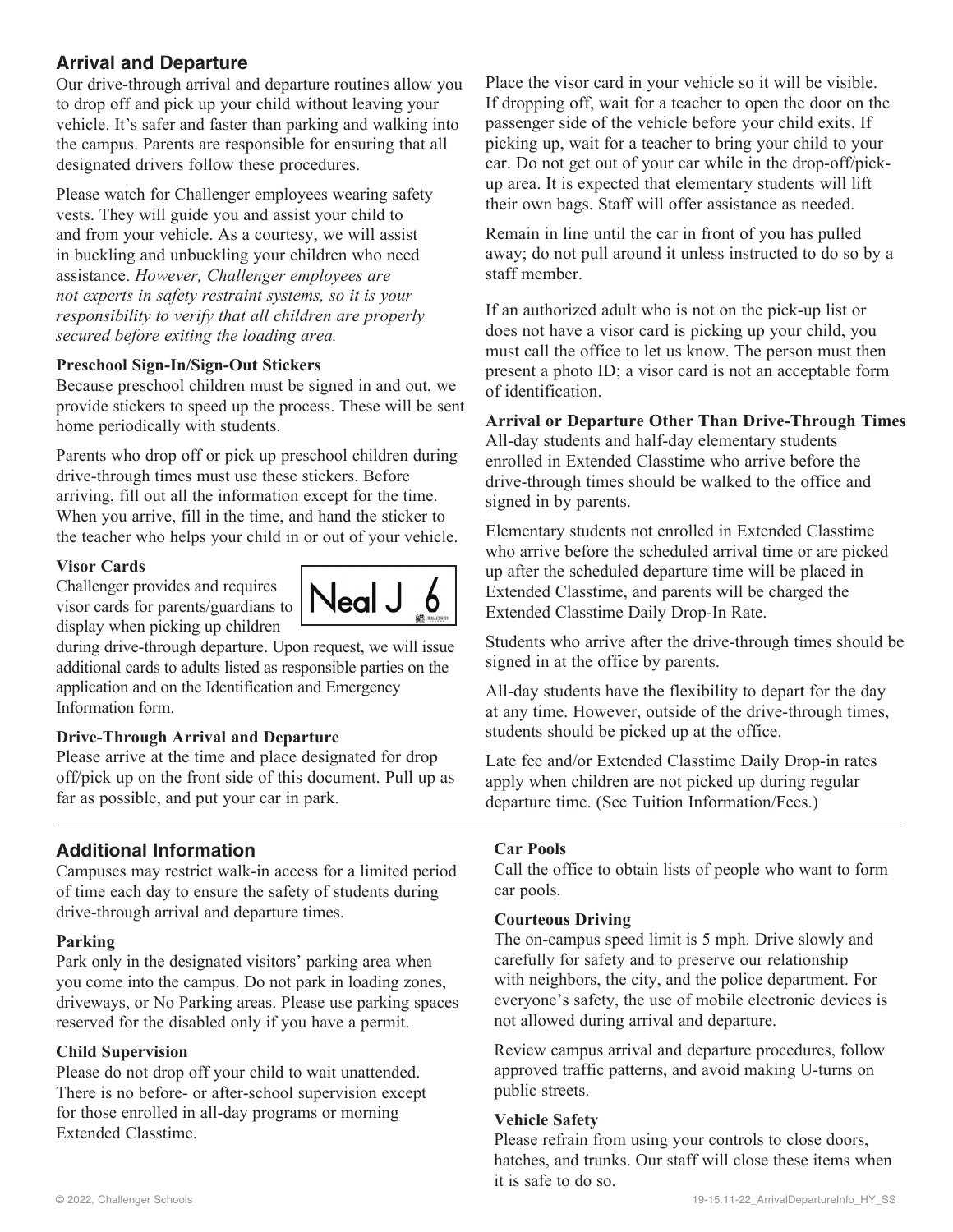## Arrival and Departure

Our drive-through arrival and departure routines allow you to drop off and pick up your child without leaving your vehicle. It's safer and faster than parking and walking into the campus. Parents are responsible for ensuring that all designated drivers follow these procedures.

Please watch for Challenger employees wearing safety vests. They will guide you and assist your child to and from your vehicle. As a courtesy, we will assist in buckling and unbuckling your children who need assistance. *However, Challenger employees are not experts in safety restraint systems, so it is your responsibility to verify that all children are properly secured before exiting the loading area.*

### Preschool Sign-In/Sign-Out Stickers

Because preschool children must be signed in and out, we provide stickers to speed up the process. These will be sent home periodically with students.

Parents who drop off or pick up preschool children during drive-through times must use these stickers. Before arriving, fill out all the information except for the time. When you arrive, fill in the time, and hand the sticker to the teacher who helps your child in or out of your vehicle.

### Visor Cards

Neal J 6

Challenger provides and requires visor cards for parents/guardians to display when picking up children during drive-through departure. Upon request, we will issue additional cards to adults listed as responsible parties on the application and on the Identification and Emergency Information form.

### Drive-Through Arrival and Departure

Please arrive at the time and place designated for drop off/pick up on the front side of this document. Pull up as far as possible, and put your car in park.

Place the visor card in your vehicle so it will be visible. If dropping off, wait for a teacher to open the door on the passenger side of the vehicle before your child exits. If picking up, wait for a teacher to bring your child to your car. Do not get out of your car while in the drop-off/pick-up area. It is expected that elementary students will lift their own bags. Staff will offer assistance as needed.

Remain in line until the car in front of you has pulled away; do not pull around it unless instructed to do so by a staff member.

If an authorized adult who is not on the pick-up list or does not have a visor card is picking up your child, you must call the office to let us know. The person must then present a photo ID; a visor card is not an acceptable form of identification.

### Arrival or Departure Other Than Drive-Through Times

All-day students and half-day elementary students enrolled in Extended Classtime who arrive before the drive-through times should be walked to the office and signed in by parents.

Elementary students not enrolled in Extended Classtime who arrive before the scheduled arrival time or are picked up after the scheduled departure time will be placed in Extended Classtime, and parents will be charged the Extended Classtime Daily Drop-In Rate.

Students who arrive after the drive-through times should be signed in at the office by parents.

All-day students have the flexibility to depart for the day at any time. However, outside of the drive-through times, students should be picked up at the office.

Late fee and/or Extended Classtime Daily Drop-in rates apply when children are not picked up during regular departure time. (See Tuition Information/Fees.)

## Additional Information

Campuses may restrict walk-in access for a limited period of time each day to ensure the safety of students during drive-through arrival and departure times.

### Parking

Park only in the designated visitors' parking area when you come into the campus. Do not park in loading zones, driveways, or No Parking areas. Please use parking spaces reserved for the disabled only if you have a permit.

### Child Supervision

Please do not drop off your child to wait unattended. There is no before- or after-school supervision except for those enrolled in all-day programs or morning Extended Classtime.

### Car Pools

Call the office to obtain lists of people who want to form car pools.

### Courteous Driving

The on-campus speed limit is 5 mph. Drive slowly and carefully for safety and to preserve our relationship with neighbors, the city, and the police department. For everyone's safety, the use of mobile electronic devices is not allowed during arrival and departure.

Review campus arrival and departure procedures, follow approved traffic patterns, and avoid making U-turns on public streets.

### Vehicle Safety

Please refrain from using your controls to close doors, hatches, and trunks. Our staff will close these items when it is safe to do so.

© 2022, Challenger Schools 19-15.11-22_ArrivalDepartureInfo_HY_SS